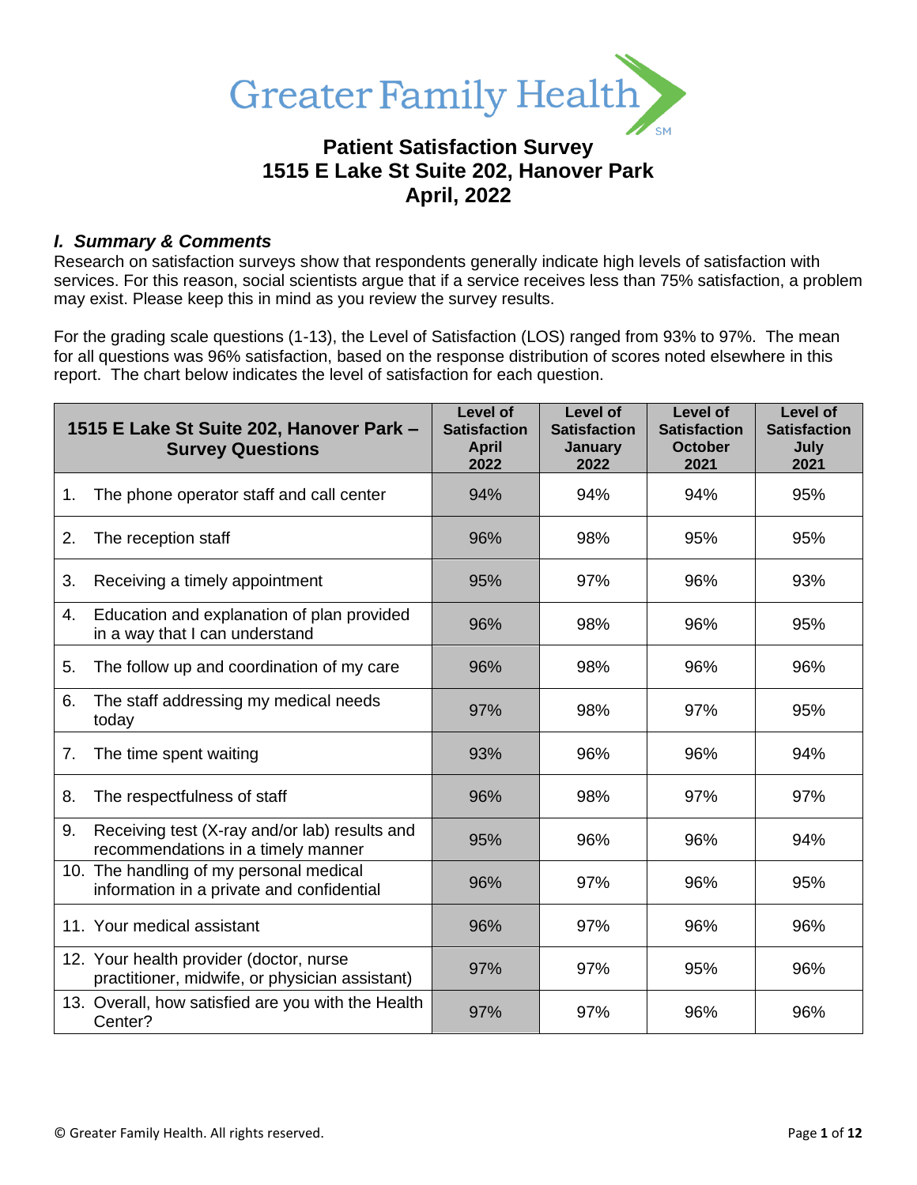Greater Family Health

# Patient Satisfaction Survey
# 1515 E Lake St Suite 202, Hanover Park
# April, 2022

## *I. Summary & Comments*

Research on satisfaction surveys show that respondents generally indicate high levels of satisfaction with services. For this reason, social scientists argue that if a service receives less than 75% satisfaction, a problem may exist. Please keep this in mind as you review the survey results.

For the grading scale questions (1-13), the Level of Satisfaction (LOS) ranged from 93% to 97%. The mean for all questions was 96% satisfaction, based on the response distribution of scores noted elsewhere in this report. The chart below indicates the level of satisfaction for each question.

| 1515 E Lake St Suite 202, Hanover Park – Survey Questions | Level of Satisfaction April 2022 | Level of Satisfaction January 2022 | Level of Satisfaction October 2021 | Level of Satisfaction July 2021 |
|---|---|---|---|---|
| 1. The phone operator staff and call center | 94% | 94% | 94% | 95% |
| 2. The reception staff | 96% | 98% | 95% | 95% |
| 3. Receiving a timely appointment | 95% | 97% | 96% | 93% |
| 4. Education and explanation of plan provided in a way that I can understand | 96% | 98% | 96% | 95% |
| 5. The follow up and coordination of my care | 96% | 98% | 96% | 96% |
| 6. The staff addressing my medical needs today | 97% | 98% | 97% | 95% |
| 7. The time spent waiting | 93% | 96% | 96% | 94% |
| 8. The respectfulness of staff | 96% | 98% | 97% | 97% |
| 9. Receiving test (X-ray and/or lab) results and recommendations in a timely manner | 95% | 96% | 96% | 94% |
| 10. The handling of my personal medical information in a private and confidential | 96% | 97% | 96% | 95% |
| 11. Your medical assistant | 96% | 97% | 96% | 96% |
| 12. Your health provider (doctor, nurse practitioner, midwife, or physician assistant) | 97% | 97% | 95% | 96% |
| 13. Overall, how satisfied are you with the Health Center? | 97% | 97% | 96% | 96% |

© Greater Family Health. All rights reserved.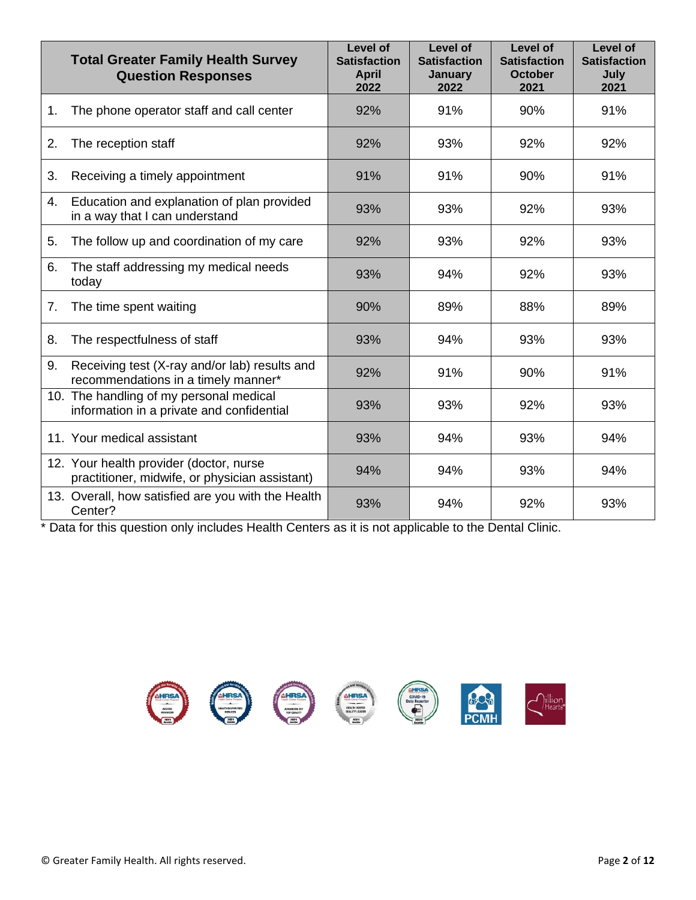| Total Greater Family Health Survey Question Responses | Level of Satisfaction April 2022 | Level of Satisfaction January 2022 | Level of Satisfaction October 2021 | Level of Satisfaction July 2021 |
|---|---|---|---|---|
| 1. The phone operator staff and call center | 92% | 91% | 90% | 91% |
| 2. The reception staff | 92% | 93% | 92% | 92% |
| 3. Receiving a timely appointment | 91% | 91% | 90% | 91% |
| 4. Education and explanation of plan provided in a way that I can understand | 93% | 93% | 92% | 93% |
| 5. The follow up and coordination of my care | 92% | 93% | 92% | 93% |
| 6. The staff addressing my medical needs today | 93% | 94% | 92% | 93% |
| 7. The time spent waiting | 90% | 89% | 88% | 89% |
| 8. The respectfulness of staff | 93% | 94% | 93% | 93% |
| 9. Receiving test (X-ray and/or lab) results and recommendations in a timely manner* | 92% | 91% | 90% | 91% |
| 10. The handling of my personal medical information in a private and confidential | 93% | 93% | 92% | 93% |
| 11. Your medical assistant | 93% | 94% | 93% | 94% |
| 12. Your health provider (doctor, nurse practitioner, midwife, or physician assistant) | 94% | 94% | 93% | 94% |
| 13. Overall, how satisfied are you with the Health Center? | 93% | 94% | 92% | 93% |

* Data for this question only includes Health Centers as it is not applicable to the Dental Clinic.

© Greater Family Health. All rights reserved.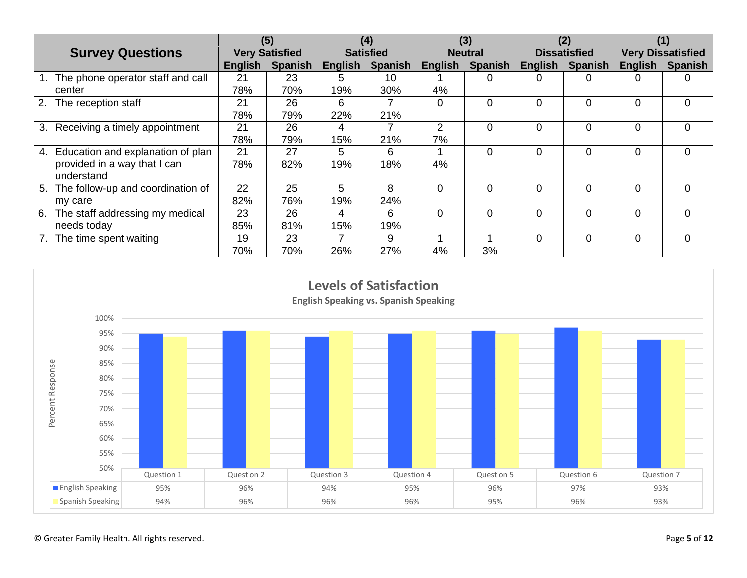| Survey Questions | (5) Very Satisfied | | (4) Satisfied | | (3) Neutral | | (2) Dissatisfied | | (1) Very Dissatisfied | |
|---|---|---|---|---|---|---|---|---|---|---|
| | English | Spanish | English | Spanish | English | Spanish | English | Spanish | English | Spanish |
| 1. The phone operator staff and call center | 21 78% | 23 70% | 5 19% | 10 30% | 1 4% | 0 | 0 | 0 | 0 | 0 |
| 2. The reception staff | 21 78% | 26 79% | 6 22% | 7 21% | 0 | 0 | 0 | 0 | 0 | 0 |
| 3. Receiving a timely appointment | 21 78% | 26 79% | 4 15% | 7 21% | 2 7% | 0 | 0 | 0 | 0 | 0 |
| 4. Education and explanation of plan provided in a way that I can understand | 21 78% | 27 82% | 5 19% | 6 18% | 1 4% | 0 | 0 | 0 | 0 | 0 |
| 5. The follow-up and coordination of my care | 22 82% | 25 76% | 5 19% | 8 24% | 0 | 0 | 0 | 0 | 0 | 0 |
| 6. The staff addressing my medical needs today | 23 85% | 26 81% | 4 15% | 6 19% | 0 | 0 | 0 | 0 | 0 | 0 |
| 7. The time spent waiting | 19 70% | 23 70% | 7 26% | 9 27% | 1 4% | 1 3% | 0 | 0 | 0 | 0 |

**Levels of Satisfaction**

**English Speaking vs. Spanish Speaking**

| | Question 1 | Question 2 | Question 3 | Question 4 | Question 5 | Question 6 | Question 7 |
|---|---|---|---|---|---|---|---|
| English Speaking | 95% | 96% | 94% | 95% | 96% | 97% | 93% |
| Spanish Speaking | 94% | 96% | 96% | 96% | 95% | 96% | 93% |

© Greater Family Health. All rights reserved.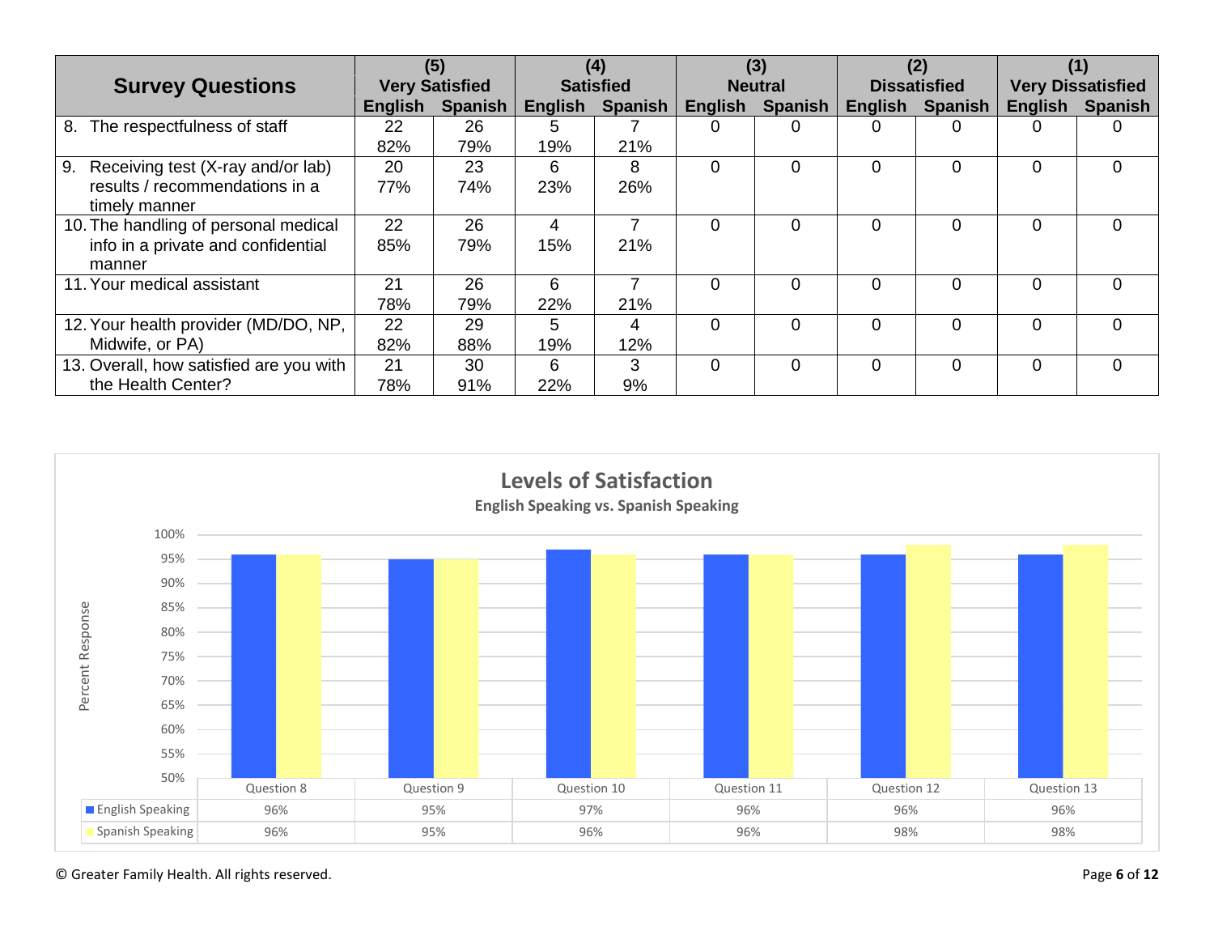| Survey Questions | (5) Very Satisfied | | (4) Satisfied | | (3) Neutral | | (2) Dissatisfied | | (1) Very Dissatisfied | |
|---|---|---|---|---|---|---|---|---|---|---|
| | English | Spanish | English | Spanish | English | Spanish | English | Spanish | English | Spanish |
| 8. The respectfulness of staff | 22 82% | 26 79% | 5 19% | 7 21% | 0 | 0 | 0 | 0 | 0 | 0 |
| 9. Receiving test (X-ray and/or lab) results / recommendations in a timely manner | 20 77% | 23 74% | 6 23% | 8 26% | 0 | 0 | 0 | 0 | 0 | 0 |
| 10. The handling of personal medical info in a private and confidential manner | 22 85% | 26 79% | 4 15% | 7 21% | 0 | 0 | 0 | 0 | 0 | 0 |
| 11. Your medical assistant | 21 78% | 26 79% | 6 22% | 7 21% | 0 | 0 | 0 | 0 | 0 | 0 |
| 12. Your health provider (MD/DO, NP, Midwife, or PA) | 22 82% | 29 88% | 5 19% | 4 12% | 0 | 0 | 0 | 0 | 0 | 0 |
| 13. Overall, how satisfied are you with the Health Center? | 21 78% | 30 91% | 6 22% | 3 9% | 0 | 0 | 0 | 0 | 0 | 0 |

**Levels of Satisfaction**

**English Speaking vs. Spanish Speaking**

| | Question 8 | Question 9 | Question 10 | Question 11 | Question 12 | Question 13 |
|---|---|---|---|---|---|---|
| English Speaking | 96% | 95% | 97% | 96% | 96% | 96% |
| Spanish Speaking | 96% | 95% | 96% | 96% | 98% | 98% |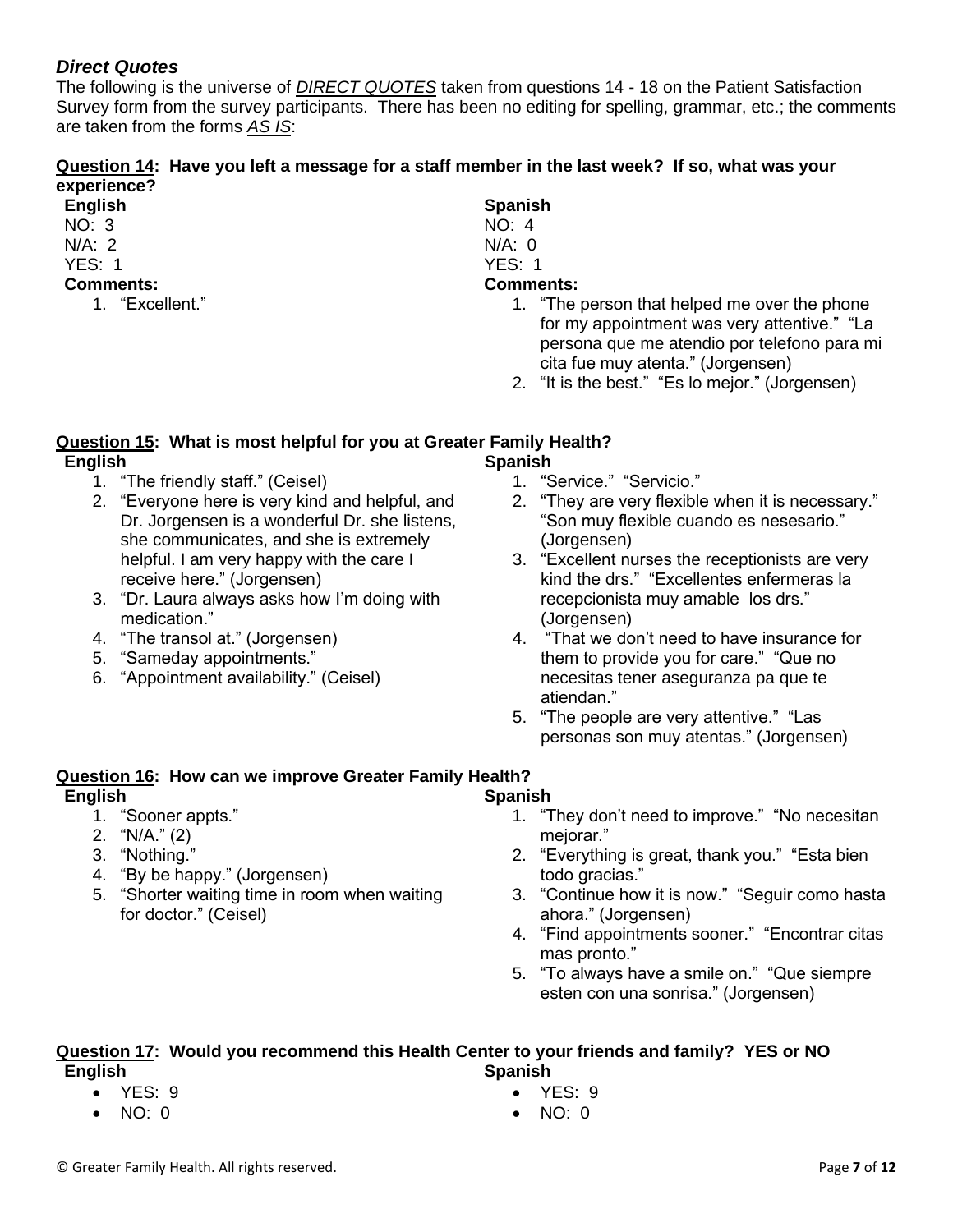### *Direct Quotes*

The following is the universe of ***DIRECT QUOTES*** taken from questions 14 - 18 on the Patient Satisfaction Survey form from the survey participants. There has been no editing for spelling, grammar, etc.; the comments are taken from the forms *AS IS*:

**Question 14: Have you left a message for a staff member in the last week? If so, what was your experience?**

**English**

NO: 3
N/A: 2
YES: 1

**Comments:**

1. "Excellent."

**Spanish**

NO: 4
N/A: 0
YES: 1

**Comments:**

1. "The person that helped me over the phone for my appointment was very attentive." "La persona que me atendio por telefono para mi cita fue muy atenta." (Jorgensen)
2. "It is the best." "Es lo mejor." (Jorgensen)

**Question 15: What is most helpful for you at Greater Family Health?**

**English**

1. "The friendly staff." (Ceisel)
2. "Everyone here is very kind and helpful, and Dr. Jorgensen is a wonderful Dr. she listens, she communicates, and she is extremely helpful. I am very happy with the care I receive here." (Jorgensen)
3. "Dr. Laura always asks how I'm doing with medication."
4. "The transol at." (Jorgensen)
5. "Sameday appointments."
6. "Appointment availability." (Ceisel)

**Spanish**

1. "Service." "Servicio."
2. "They are very flexible when it is necessary." "Son muy flexible cuando es nesesario." (Jorgensen)
3. "Excellent nurses the receptionists are very kind the drs." "Excellentes enfermeras la recepcionista muy amable los drs." (Jorgensen)
4. "That we don't need to have insurance for them to provide you for care." "Que no necesitas tener aseguranza pa que te atiendan."
5. "The people are very attentive." "Las personas son muy atentas." (Jorgensen)

**Question 16: How can we improve Greater Family Health?**

**English**

1. "Sooner appts."
2. "N/A." (2)
3. "Nothing."
4. "By be happy." (Jorgensen)
5. "Shorter waiting time in room when waiting for doctor." (Ceisel)

**Spanish**

1. "They don't need to improve." "No necesitan mejorar."
2. "Everything is great, thank you." "Esta bien todo gracias."
3. "Continue how it is now." "Seguir como hasta ahora." (Jorgensen)
4. "Find appointments sooner." "Encontrar citas mas pronto."
5. "To always have a smile on." "Que siempre esten con una sonrisa." (Jorgensen)

**Question 17: Would you recommend this Health Center to your friends and family? YES or NO**

**English**

- YES: 9
- NO: 0

**Spanish**

- YES: 9
- NO: 0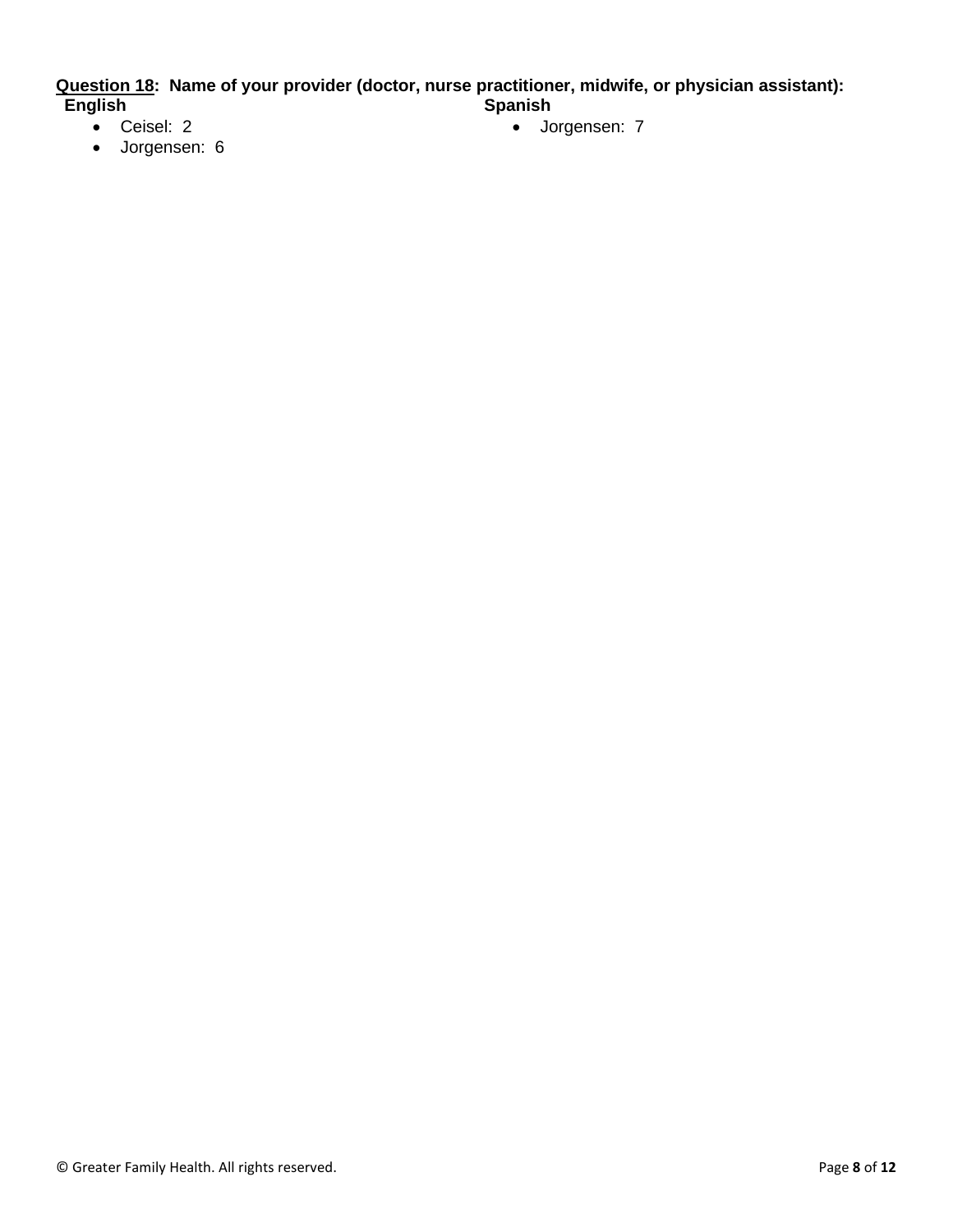**Question 18: Name of your provider (doctor, nurse practitioner, midwife, or physician assistant):**

**English**

- Ceisel: 2
- Jorgensen: 6

**Spanish**

- Jorgensen: 7

© Greater Family Health. All rights reserved.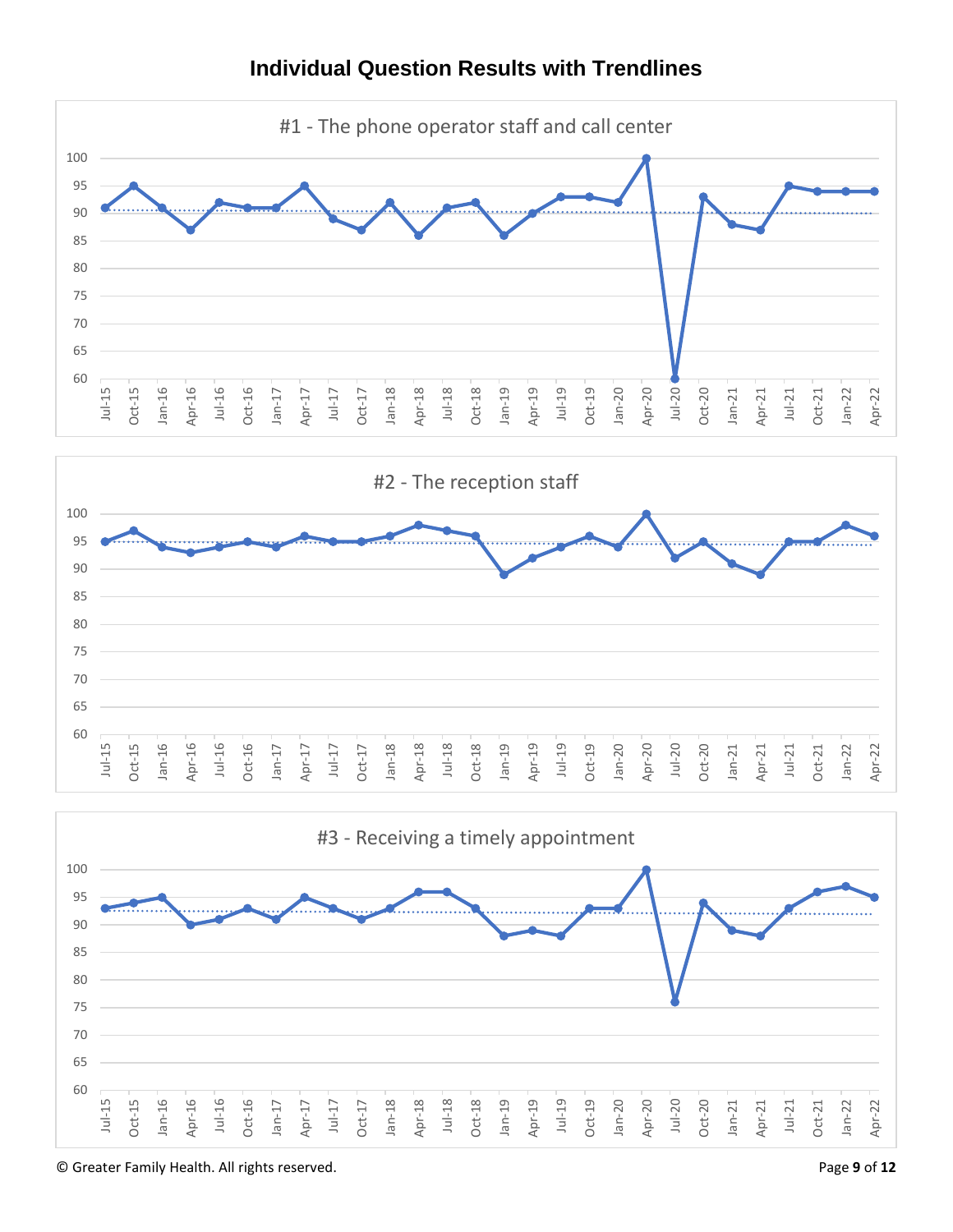# Individual Question Results with Trendlines

#1 - The phone operator staff and call center

#2 - The reception staff

#3 - Receiving a timely appointment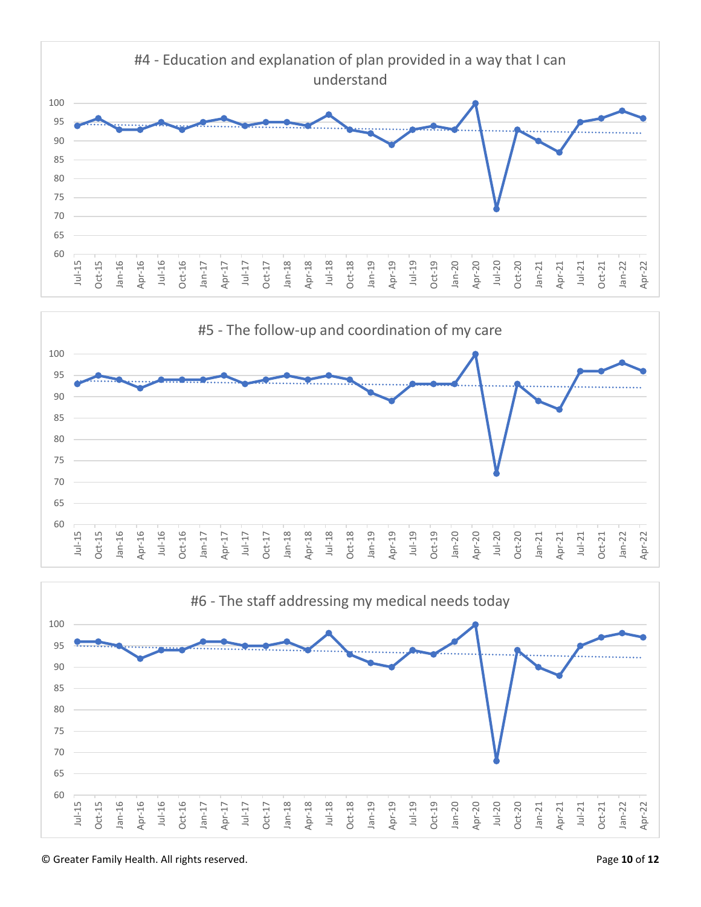#4 - Education and explanation of plan provided in a way that I can understand

#5 - The follow-up and coordination of my care

#6 - The staff addressing my medical needs today

© Greater Family Health. All rights reserved.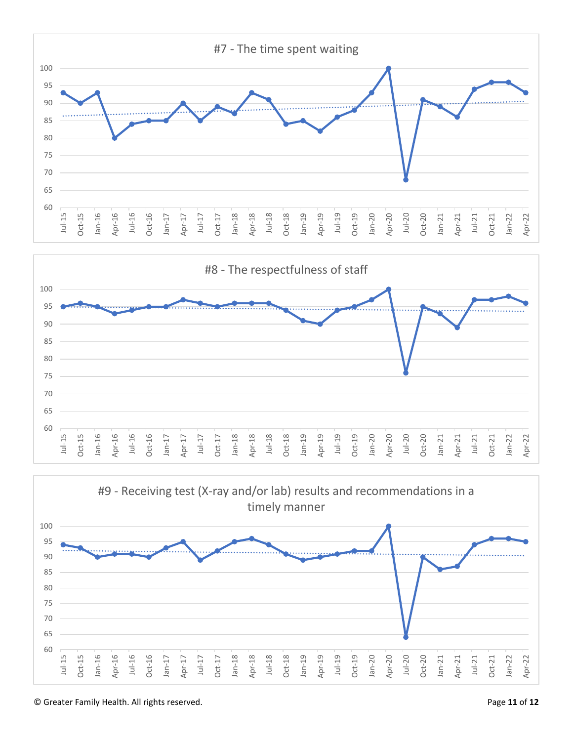## #7 - The time spent waiting

| | Jul-15 | Oct-15 | Jan-16 | Apr-16 | Jul-16 | Oct-16 | Jan-17 | Apr-17 | Jul-17 | Oct-17 | Jan-18 | Apr-18 | Jul-18 | Oct-18 | Jan-19 | Apr-19 | Jul-19 | Oct-19 | Jan-20 | Apr-20 | Jul-20 | Oct-20 | Jan-21 | Apr-21 | Jul-21 | Oct-21 | Jan-22 | Apr-22 |
|---|---|---|---|---|---|---|---|---|---|---|---|---|---|---|---|---|---|---|---|---|---|---|---|---|---|---|---|---|
| Score | 93 | 90 | 93 | 80 | 84 | 85 | 85 | 90 | 85 | 89 | 87 | 93 | 91 | 84 | 85 | 82 | 86 | 88 | 93 | 100 | 68 | 91 | 89 | 86 | 94 | 96 | 96 | 93 |

## #8 - The respectfulness of staff

| | Jul-15 | Oct-15 | Jan-16 | Apr-16 | Jul-16 | Oct-16 | Jan-17 | Apr-17 | Jul-17 | Oct-17 | Jan-18 | Apr-18 | Jul-18 | Oct-18 | Jan-19 | Apr-19 | Jul-19 | Oct-19 | Jan-20 | Apr-20 | Jul-20 | Oct-20 | Jan-21 | Apr-21 | Jul-21 | Oct-21 | Jan-22 | Apr-22 |
|---|---|---|---|---|---|---|---|---|---|---|---|---|---|---|---|---|---|---|---|---|---|---|---|---|---|---|---|---|
| Score | 95 | 96 | 95 | 93 | 94 | 95 | 95 | 97 | 96 | 95 | 96 | 96 | 96 | 94 | 91 | 90 | 94 | 95 | 97 | 100 | 76 | 95 | 93 | 89 | 97 | 97 | 98 | 96 |

## #9 - Receiving test (X-ray and/or lab) results and recommendations in a timely manner

| | Jul-15 | Oct-15 | Jan-16 | Apr-16 | Jul-16 | Oct-16 | Jan-17 | Apr-17 | Jul-17 | Oct-17 | Jan-18 | Apr-18 | Jul-18 | Oct-18 | Jan-19 | Apr-19 | Jul-19 | Oct-19 | Jan-20 | Apr-20 | Jul-20 | Oct-20 | Jan-21 | Apr-21 | Jul-21 | Oct-21 | Jan-22 | Apr-22 |
|---|---|---|---|---|---|---|---|---|---|---|---|---|---|---|---|---|---|---|---|---|---|---|---|---|---|---|---|---|
| Score | 94 | 93 | 90 | 91 | 91 | 90 | 93 | 95 | 89 | 92 | 95 | 96 | 94 | 91 | 89 | 90 | 91 | 92 | 92 | 100 | 64 | 90 | 86 | 87 | 94 | 96 | 96 | 95 |

© Greater Family Health. All rights reserved.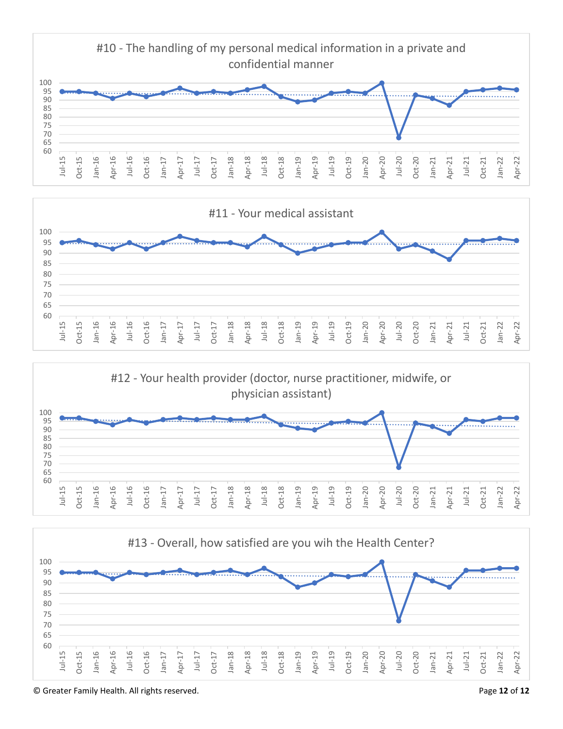#10 - The handling of my personal medical information in a private and confidential manner

100
95
90
85
80
75
70
65
60

Jul-15 Oct-15 Jan-16 Apr-16 Jul-16 Oct-16 Jan-17 Apr-17 Jul-17 Oct-17 Jan-18 Apr-18 Jul-18 Oct-18 Jan-19 Apr-19 Jul-19 Oct-19 Jan-20 Apr-20 Jul-20 Oct-20 Jan-21 Apr-21 Jul-21 Oct-21 Jan-22 Apr-22

#11 - Your medical assistant

100
95
90
85
80
75
70
65
60

Jul-15 Oct-15 Jan-16 Apr-16 Jul-16 Oct-16 Jan-17 Apr-17 Jul-17 Oct-17 Jan-18 Apr-18 Jul-18 Oct-18 Jan-19 Apr-19 Jul-19 Oct-19 Jan-20 Apr-20 Jul-20 Oct-20 Jan-21 Apr-21 Jul-21 Oct-21 Jan-22 Apr-22

#12 - Your health provider (doctor, nurse practitioner, midwife, or physician assistant)

100
95
90
85
80
75
70
65
60

Jul-15 Oct-15 Jan-16 Apr-16 Jul-16 Oct-16 Jan-17 Apr-17 Jul-17 Oct-17 Jan-18 Apr-18 Jul-18 Oct-18 Jan-19 Apr-19 Jul-19 Oct-19 Jan-20 Apr-20 Jul-20 Oct-20 Jan-21 Apr-21 Jul-21 Oct-21 Jan-22 Apr-22

#13 - Overall, how satisfied are you wih the Health Center?

100
95
90
85
80
75
70
65
60

Jul-15 Oct-15 Jan-16 Apr-16 Jul-16 Oct-16 Jan-17 Apr-17 Jul-17 Oct-17 Jan-18 Apr-18 Jul-18 Oct-18 Jan-19 Apr-19 Jul-19 Oct-19 Jan-20 Apr-20 Jul-20 Oct-20 Jan-21 Apr-21 Jul-21 Oct-21 Jan-22 Apr-22

© Greater Family Health. All rights reserved.